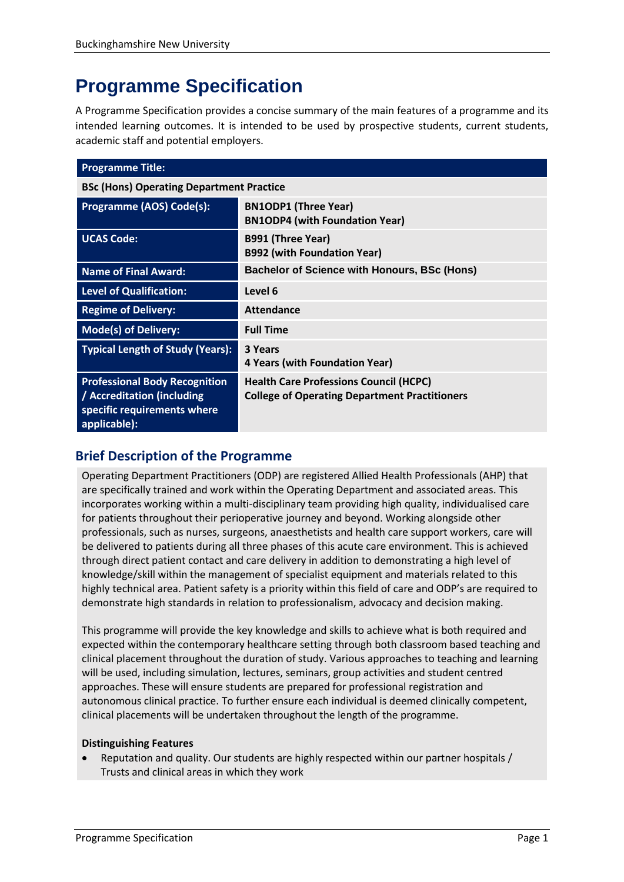# Programme Specification

A Programme Specification provides a concise summary of the main features of a programme and its intended learning outcomes. It is intended to be used by prospective students, current students, academic staff and potential employers.

| **Programme Title:** | |
|---|---|
| **BSc (Hons) Operating Department Practice** | |
| **Programme (AOS) Code(s):** | **BN1ODP1 (Three Year)**<br>**BN1ODP4 (with Foundation Year)** |
| **UCAS Code:** | **B991 (Three Year)**<br>**B992 (with Foundation Year)** |
| **Name of Final Award:** | **Bachelor of Science with Honours, BSc (Hons)** |
| **Level of Qualification:** | **Level 6** |
| **Regime of Delivery:** | **Attendance** |
| **Mode(s) of Delivery:** | **Full Time** |
| **Typical Length of Study (Years):** | **3 Years**<br>**4 Years (with Foundation Year)** |
| **Professional Body Recognition / Accreditation (including specific requirements where applicable):** | **Health Care Professions Council (HCPC)**<br>**College of Operating Department Practitioners** |

## Brief Description of the Programme

Operating Department Practitioners (ODP) are registered Allied Health Professionals (AHP) that are specifically trained and work within the Operating Department and associated areas. This incorporates working within a multi-disciplinary team providing high quality, individualised care for patients throughout their perioperative journey and beyond. Working alongside other professionals, such as nurses, surgeons, anaesthetists and health care support workers, care will be delivered to patients during all three phases of this acute care environment. This is achieved through direct patient contact and care delivery in addition to demonstrating a high level of knowledge/skill within the management of specialist equipment and materials related to this highly technical area. Patient safety is a priority within this field of care and ODP's are required to demonstrate high standards in relation to professionalism, advocacy and decision making.

This programme will provide the key knowledge and skills to achieve what is both required and expected within the contemporary healthcare setting through both classroom based teaching and clinical placement throughout the duration of study. Various approaches to teaching and learning will be used, including simulation, lectures, seminars, group activities and student centred approaches. These will ensure students are prepared for professional registration and autonomous clinical practice. To further ensure each individual is deemed clinically competent, clinical placements will be undertaken throughout the length of the programme.

**Distinguishing Features**

- Reputation and quality. Our students are highly respected within our partner hospitals / Trusts and clinical areas in which they work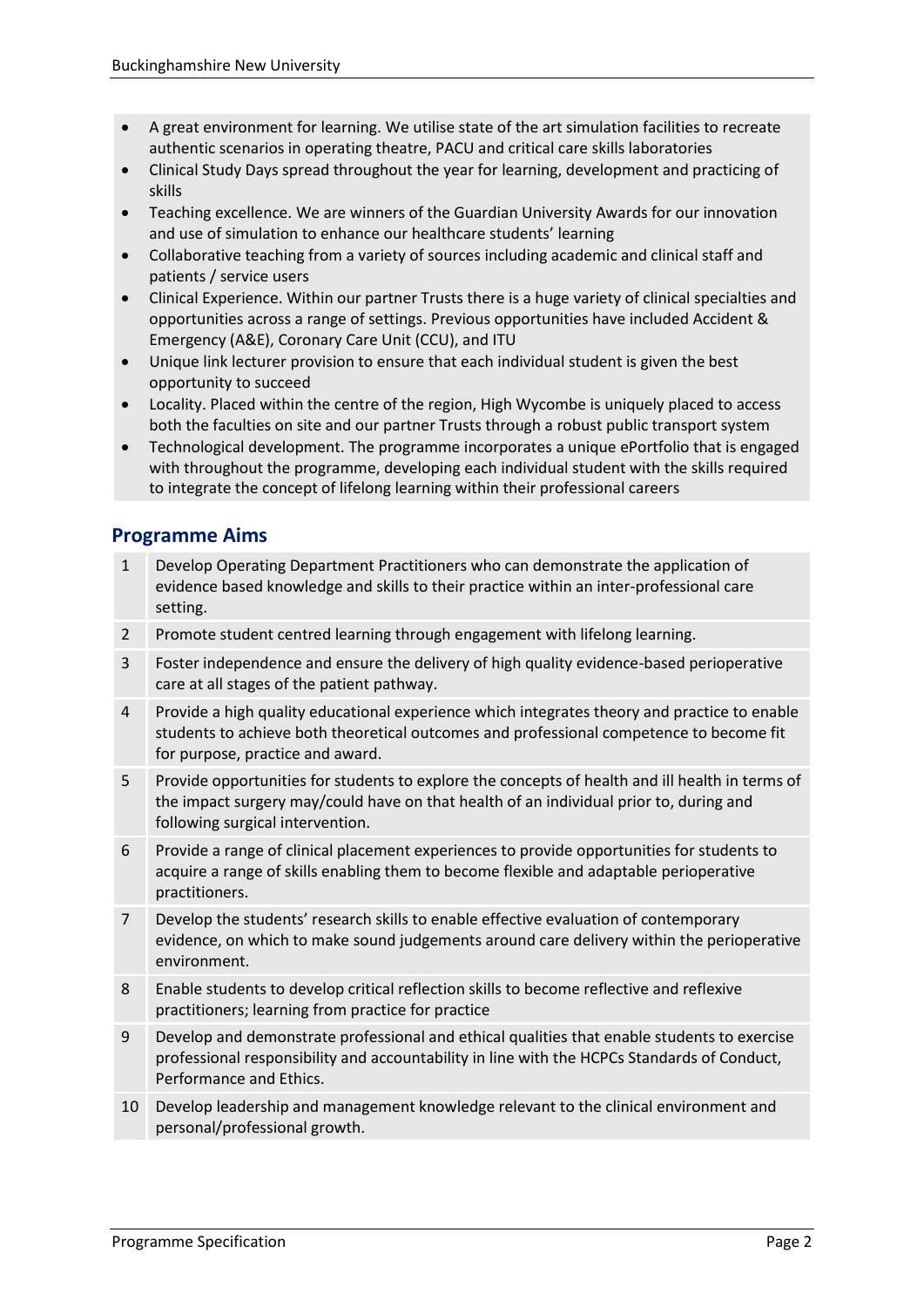- A great environment for learning. We utilise state of the art simulation facilities to recreate authentic scenarios in operating theatre, PACU and critical care skills laboratories
- Clinical Study Days spread throughout the year for learning, development and practicing of skills
- Teaching excellence. We are winners of the Guardian University Awards for our innovation and use of simulation to enhance our healthcare students' learning
- Collaborative teaching from a variety of sources including academic and clinical staff and patients / service users
- Clinical Experience. Within our partner Trusts there is a huge variety of clinical specialties and opportunities across a range of settings. Previous opportunities have included Accident & Emergency (A&E), Coronary Care Unit (CCU), and ITU
- Unique link lecturer provision to ensure that each individual student is given the best opportunity to succeed
- Locality. Placed within the centre of the region, High Wycombe is uniquely placed to access both the faculties on site and our partner Trusts through a robust public transport system
- Technological development. The programme incorporates a unique ePortfolio that is engaged with throughout the programme, developing each individual student with the skills required to integrate the concept of lifelong learning within their professional careers

## Programme Aims

| | |
|---|---|
| 1 | Develop Operating Department Practitioners who can demonstrate the application of evidence based knowledge and skills to their practice within an inter-professional care setting. |
| 2 | Promote student centred learning through engagement with lifelong learning. |
| 3 | Foster independence and ensure the delivery of high quality evidence-based perioperative care at all stages of the patient pathway. |
| 4 | Provide a high quality educational experience which integrates theory and practice to enable students to achieve both theoretical outcomes and professional competence to become fit for purpose, practice and award. |
| 5 | Provide opportunities for students to explore the concepts of health and ill health in terms of the impact surgery may/could have on that health of an individual prior to, during and following surgical intervention. |
| 6 | Provide a range of clinical placement experiences to provide opportunities for students to acquire a range of skills enabling them to become flexible and adaptable perioperative practitioners. |
| 7 | Develop the students' research skills to enable effective evaluation of contemporary evidence, on which to make sound judgements around care delivery within the perioperative environment. |
| 8 | Enable students to develop critical reflection skills to become reflective and reflexive practitioners; learning from practice for practice |
| 9 | Develop and demonstrate professional and ethical qualities that enable students to exercise professional responsibility and accountability in line with the HCPCs Standards of Conduct, Performance and Ethics. |
| 10 | Develop leadership and management knowledge relevant to the clinical environment and personal/professional growth. |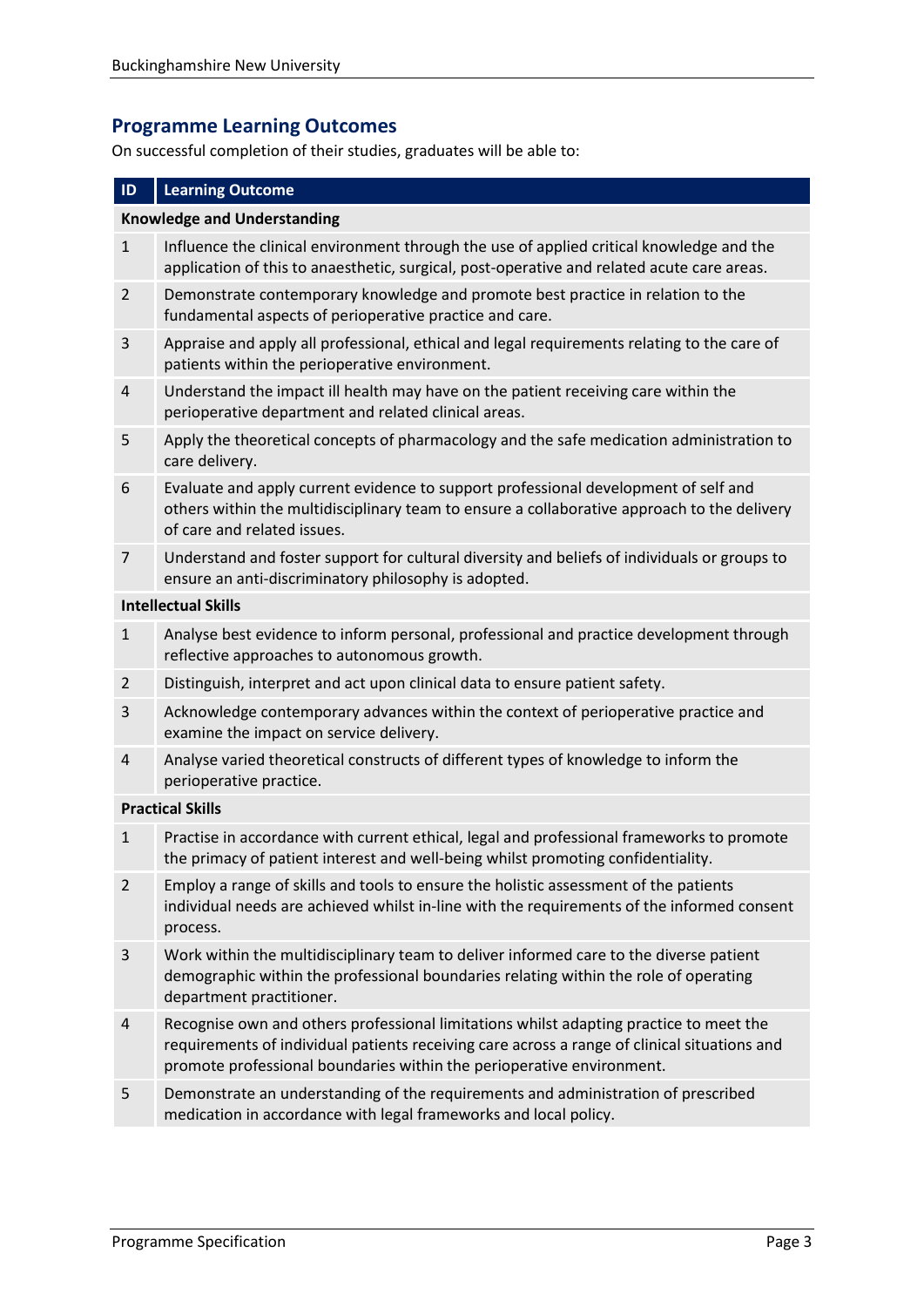## Programme Learning Outcomes

On successful completion of their studies, graduates will be able to:

| ID | Learning Outcome |
|---|---|
| **Knowledge and Understanding** | |
| 1 | Influence the clinical environment through the use of applied critical knowledge and the application of this to anaesthetic, surgical, post-operative and related acute care areas. |
| 2 | Demonstrate contemporary knowledge and promote best practice in relation to the fundamental aspects of perioperative practice and care. |
| 3 | Appraise and apply all professional, ethical and legal requirements relating to the care of patients within the perioperative environment. |
| 4 | Understand the impact ill health may have on the patient receiving care within the perioperative department and related clinical areas. |
| 5 | Apply the theoretical concepts of pharmacology and the safe medication administration to care delivery. |
| 6 | Evaluate and apply current evidence to support professional development of self and others within the multidisciplinary team to ensure a collaborative approach to the delivery of care and related issues. |
| 7 | Understand and foster support for cultural diversity and beliefs of individuals or groups to ensure an anti-discriminatory philosophy is adopted. |
| **Intellectual Skills** | |
| 1 | Analyse best evidence to inform personal, professional and practice development through reflective approaches to autonomous growth. |
| 2 | Distinguish, interpret and act upon clinical data to ensure patient safety. |
| 3 | Acknowledge contemporary advances within the context of perioperative practice and examine the impact on service delivery. |
| 4 | Analyse varied theoretical constructs of different types of knowledge to inform the perioperative practice. |
| **Practical Skills** | |
| 1 | Practise in accordance with current ethical, legal and professional frameworks to promote the primacy of patient interest and well-being whilst promoting confidentiality. |
| 2 | Employ a range of skills and tools to ensure the holistic assessment of the patients individual needs are achieved whilst in-line with the requirements of the informed consent process. |
| 3 | Work within the multidisciplinary team to deliver informed care to the diverse patient demographic within the professional boundaries relating within the role of operating department practitioner. |
| 4 | Recognise own and others professional limitations whilst adapting practice to meet the requirements of individual patients receiving care across a range of clinical situations and promote professional boundaries within the perioperative environment. |
| 5 | Demonstrate an understanding of the requirements and administration of prescribed medication in accordance with legal frameworks and local policy. |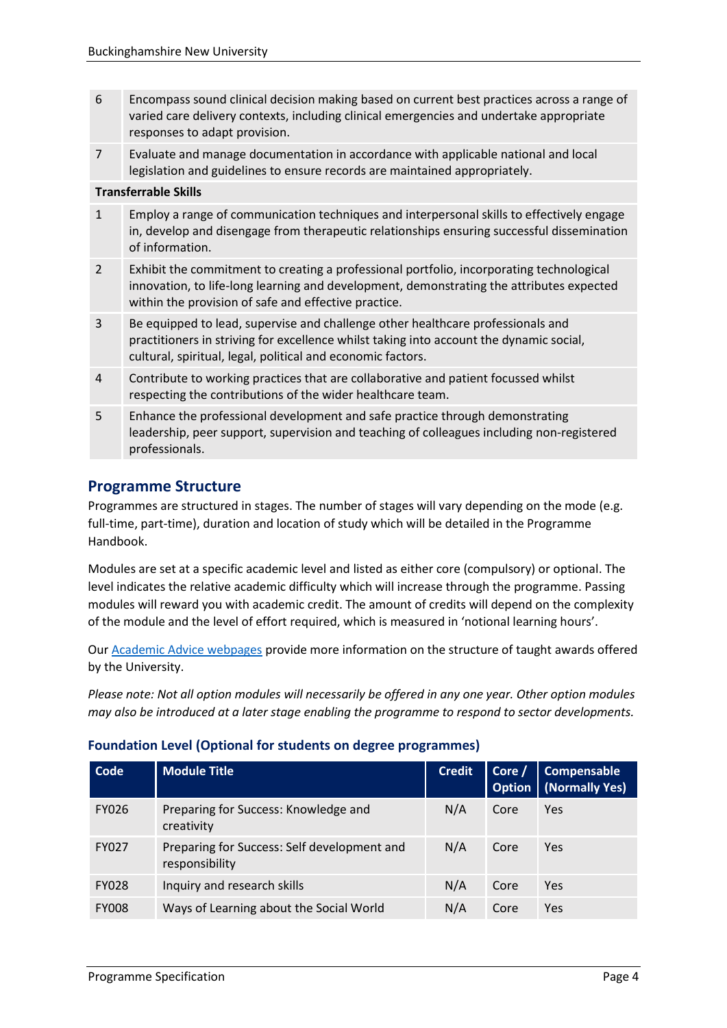| | |
|---|---|
| 6 | Encompass sound clinical decision making based on current best practices across a range of varied care delivery contexts, including clinical emergencies and undertake appropriate responses to adapt provision. |
| 7 | Evaluate and manage documentation in accordance with applicable national and local legislation and guidelines to ensure records are maintained appropriately. |
| **Transferrable Skills** | |
| 1 | Employ a range of communication techniques and interpersonal skills to effectively engage in, develop and disengage from therapeutic relationships ensuring successful dissemination of information. |
| 2 | Exhibit the commitment to creating a professional portfolio, incorporating technological innovation, to life-long learning and development, demonstrating the attributes expected within the provision of safe and effective practice. |
| 3 | Be equipped to lead, supervise and challenge other healthcare professionals and practitioners in striving for excellence whilst taking into account the dynamic social, cultural, spiritual, legal, political and economic factors. |
| 4 | Contribute to working practices that are collaborative and patient focussed whilst respecting the contributions of the wider healthcare team. |
| 5 | Enhance the professional development and safe practice through demonstrating leadership, peer support, supervision and teaching of colleagues including non-registered professionals. |

## Programme Structure

Programmes are structured in stages. The number of stages will vary depending on the mode (e.g. full-time, part-time), duration and location of study which will be detailed in the Programme Handbook.

Modules are set at a specific academic level and listed as either core (compulsory) or optional. The level indicates the relative academic difficulty which will increase through the programme. Passing modules will reward you with academic credit. The amount of credits will depend on the complexity of the module and the level of effort required, which is measured in 'notional learning hours'.

Our Academic Advice webpages provide more information on the structure of taught awards offered by the University.

*Please note: Not all option modules will necessarily be offered in any one year. Other option modules may also be introduced at a later stage enabling the programme to respond to sector developments.*

### Foundation Level (Optional for students on degree programmes)

| Code | Module Title | Credit | Core / Option | Compensable (Normally Yes) |
|---|---|---|---|---|
| FY026 | Preparing for Success: Knowledge and creativity | N/A | Core | Yes |
| FY027 | Preparing for Success: Self development and responsibility | N/A | Core | Yes |
| FY028 | Inquiry and research skills | N/A | Core | Yes |
| FY008 | Ways of Learning about the Social World | N/A | Core | Yes |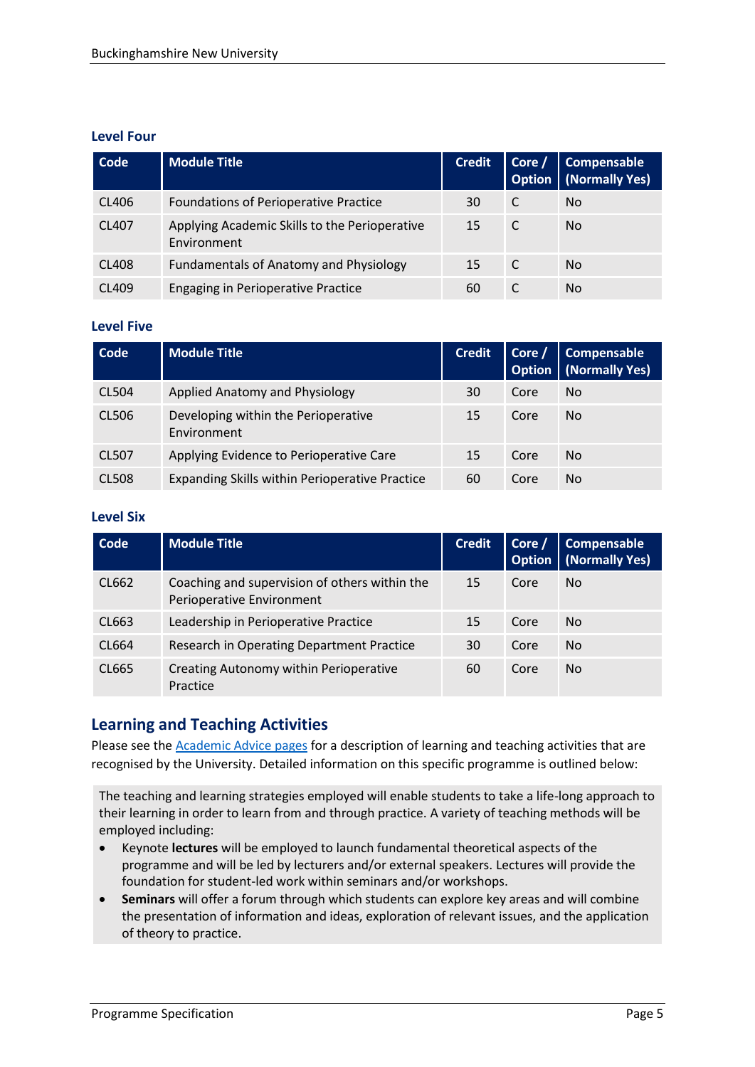### Level Four

| Code | Module Title | Credit | Core / Option | Compensable (Normally Yes) |
|---|---|---|---|---|
| CL406 | Foundations of Perioperative Practice | 30 | C | No |
| CL407 | Applying Academic Skills to the Perioperative Environment | 15 | C | No |
| CL408 | Fundamentals of Anatomy and Physiology | 15 | C | No |
| CL409 | Engaging in Perioperative Practice | 60 | C | No |

### Level Five

| Code | Module Title | Credit | Core / Option | Compensable (Normally Yes) |
|---|---|---|---|---|
| CL504 | Applied Anatomy and Physiology | 30 | Core | No |
| CL506 | Developing within the Perioperative Environment | 15 | Core | No |
| CL507 | Applying Evidence to Perioperative Care | 15 | Core | No |
| CL508 | Expanding Skills within Perioperative Practice | 60 | Core | No |

### Level Six

| Code | Module Title | Credit | Core / Option | Compensable (Normally Yes) |
|---|---|---|---|---|
| CL662 | Coaching and supervision of others within the Perioperative Environment | 15 | Core | No |
| CL663 | Leadership in Perioperative Practice | 15 | Core | No |
| CL664 | Research in Operating Department Practice | 30 | Core | No |
| CL665 | Creating Autonomy within Perioperative Practice | 60 | Core | No |

## Learning and Teaching Activities

Please see the Academic Advice pages for a description of learning and teaching activities that are recognised by the University. Detailed information on this specific programme is outlined below:

The teaching and learning strategies employed will enable students to take a life-long approach to their learning in order to learn from and through practice. A variety of teaching methods will be employed including:

- Keynote **lectures** will be employed to launch fundamental theoretical aspects of the programme and will be led by lecturers and/or external speakers. Lectures will provide the foundation for student-led work within seminars and/or workshops.
- **Seminars** will offer a forum through which students can explore key areas and will combine the presentation of information and ideas, exploration of relevant issues, and the application of theory to practice.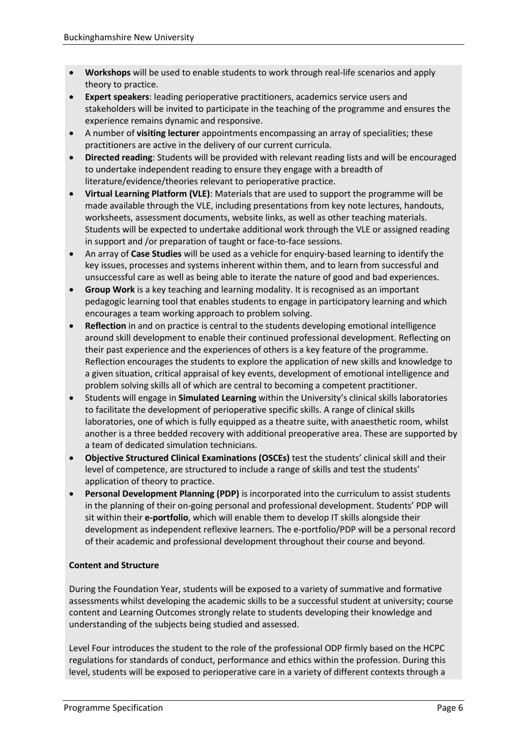- **Workshops** will be used to enable students to work through real-life scenarios and apply theory to practice.
- **Expert speakers**: leading perioperative practitioners, academics service users and stakeholders will be invited to participate in the teaching of the programme and ensures the experience remains dynamic and responsive.
- A number of **visiting lecturer** appointments encompassing an array of specialities; these practitioners are active in the delivery of our current curricula.
- **Directed reading**: Students will be provided with relevant reading lists and will be encouraged to undertake independent reading to ensure they engage with a breadth of literature/evidence/theories relevant to perioperative practice.
- **Virtual Learning Platform (VLE)**: Materials that are used to support the programme will be made available through the VLE, including presentations from key note lectures, handouts, worksheets, assessment documents, website links, as well as other teaching materials. Students will be expected to undertake additional work through the VLE or assigned reading in support and /or preparation of taught or face-to-face sessions.
- An array of **Case Studies** will be used as a vehicle for enquiry-based learning to identify the key issues, processes and systems inherent within them, and to learn from successful and unsuccessful care as well as being able to iterate the nature of good and bad experiences.
- **Group Work** is a key teaching and learning modality. It is recognised as an important pedagogic learning tool that enables students to engage in participatory learning and which encourages a team working approach to problem solving.
- **Reflection** in and on practice is central to the students developing emotional intelligence around skill development to enable their continued professional development. Reflecting on their past experience and the experiences of others is a key feature of the programme. Reflection encourages the students to explore the application of new skills and knowledge to a given situation, critical appraisal of key events, development of emotional intelligence and problem solving skills all of which are central to becoming a competent practitioner.
- Students will engage in **Simulated Learning** within the University's clinical skills laboratories to facilitate the development of perioperative specific skills. A range of clinical skills laboratories, one of which is fully equipped as a theatre suite, with anaesthetic room, whilst another is a three bedded recovery with additional preoperative area. These are supported by a team of dedicated simulation technicians.
- **Objective Structured Clinical Examinations (OSCEs)** test the students' clinical skill and their level of competence, are structured to include a range of skills and test the students' application of theory to practice.
- **Personal Development Planning (PDP)** is incorporated into the curriculum to assist students in the planning of their on-going personal and professional development. Students' PDP will sit within their **e-portfolio**, which will enable them to develop IT skills alongside their development as independent reflexive learners. The e-portfolio/PDP will be a personal record of their academic and professional development throughout their course and beyond.

**Content and Structure**

During the Foundation Year, students will be exposed to a variety of summative and formative assessments whilst developing the academic skills to be a successful student at university; course content and Learning Outcomes strongly relate to students developing their knowledge and understanding of the subjects being studied and assessed.

Level Four introduces the student to the role of the professional ODP firmly based on the HCPC regulations for standards of conduct, performance and ethics within the profession. During this level, students will be exposed to perioperative care in a variety of different contexts through a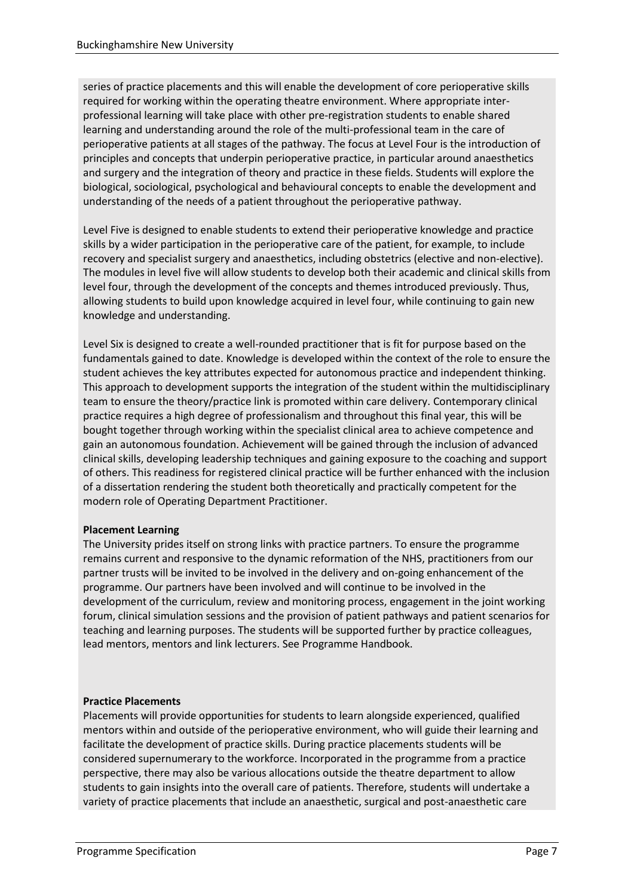series of practice placements and this will enable the development of core perioperative skills required for working within the operating theatre environment. Where appropriate inter-professional learning will take place with other pre-registration students to enable shared learning and understanding around the role of the multi-professional team in the care of perioperative patients at all stages of the pathway. The focus at Level Four is the introduction of principles and concepts that underpin perioperative practice, in particular around anaesthetics and surgery and the integration of theory and practice in these fields. Students will explore the biological, sociological, psychological and behavioural concepts to enable the development and understanding of the needs of a patient throughout the perioperative pathway.

Level Five is designed to enable students to extend their perioperative knowledge and practice skills by a wider participation in the perioperative care of the patient, for example, to include recovery and specialist surgery and anaesthetics, including obstetrics (elective and non-elective). The modules in level five will allow students to develop both their academic and clinical skills from level four, through the development of the concepts and themes introduced previously. Thus, allowing students to build upon knowledge acquired in level four, while continuing to gain new knowledge and understanding.

Level Six is designed to create a well-rounded practitioner that is fit for purpose based on the fundamentals gained to date. Knowledge is developed within the context of the role to ensure the student achieves the key attributes expected for autonomous practice and independent thinking. This approach to development supports the integration of the student within the multidisciplinary team to ensure the theory/practice link is promoted within care delivery. Contemporary clinical practice requires a high degree of professionalism and throughout this final year, this will be bought together through working within the specialist clinical area to achieve competence and gain an autonomous foundation. Achievement will be gained through the inclusion of advanced clinical skills, developing leadership techniques and gaining exposure to the coaching and support of others. This readiness for registered clinical practice will be further enhanced with the inclusion of a dissertation rendering the student both theoretically and practically competent for the modern role of Operating Department Practitioner.

**Placement Learning**

The University prides itself on strong links with practice partners. To ensure the programme remains current and responsive to the dynamic reformation of the NHS, practitioners from our partner trusts will be invited to be involved in the delivery and on-going enhancement of the programme. Our partners have been involved and will continue to be involved in the development of the curriculum, review and monitoring process, engagement in the joint working forum, clinical simulation sessions and the provision of patient pathways and patient scenarios for teaching and learning purposes. The students will be supported further by practice colleagues, lead mentors, mentors and link lecturers. See Programme Handbook.

**Practice Placements**

Placements will provide opportunities for students to learn alongside experienced, qualified mentors within and outside of the perioperative environment, who will guide their learning and facilitate the development of practice skills. During practice placements students will be considered supernumerary to the workforce. Incorporated in the programme from a practice perspective, there may also be various allocations outside the theatre department to allow students to gain insights into the overall care of patients. Therefore, students will undertake a variety of practice placements that include an anaesthetic, surgical and post-anaesthetic care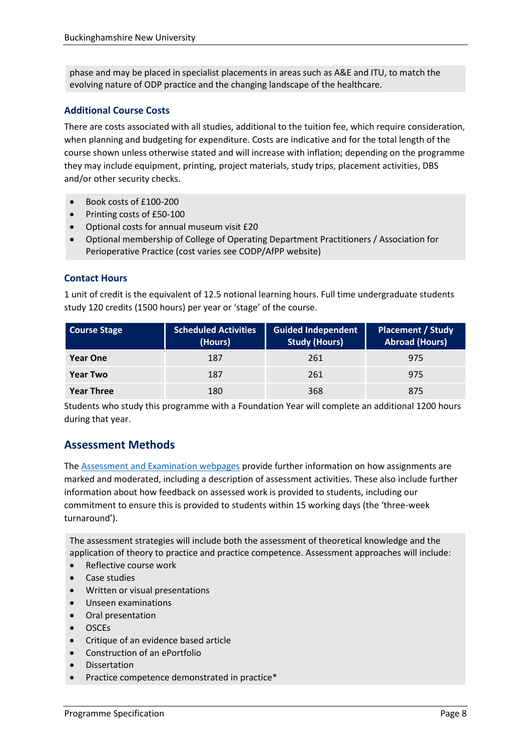phase and may be placed in specialist placements in areas such as A&E and ITU, to match the evolving nature of ODP practice and the changing landscape of the healthcare.

### Additional Course Costs

There are costs associated with all studies, additional to the tuition fee, which require consideration, when planning and budgeting for expenditure. Costs are indicative and for the total length of the course shown unless otherwise stated and will increase with inflation; depending on the programme they may include equipment, printing, project materials, study trips, placement activities, DBS and/or other security checks.

- Book costs of £100-200
- Printing costs of £50-100
- Optional costs for annual museum visit £20
- Optional membership of College of Operating Department Practitioners / Association for Perioperative Practice (cost varies see CODP/AfPP website)

### Contact Hours

1 unit of credit is the equivalent of 12.5 notional learning hours. Full time undergraduate students study 120 credits (1500 hours) per year or 'stage' of the course.

| Course Stage | Scheduled Activities (Hours) | Guided Independent Study (Hours) | Placement / Study Abroad (Hours) |
|---|---|---|---|
| **Year One** | 187 | 261 | 975 |
| **Year Two** | 187 | 261 | 975 |
| **Year Three** | 180 | 368 | 875 |

Students who study this programme with a Foundation Year will complete an additional 1200 hours during that year.

## Assessment Methods

The Assessment and Examination webpages provide further information on how assignments are marked and moderated, including a description of assessment activities. These also include further information about how feedback on assessed work is provided to students, including our commitment to ensure this is provided to students within 15 working days (the 'three-week turnaround').

The assessment strategies will include both the assessment of theoretical knowledge and the application of theory to practice and practice competence. Assessment approaches will include:

- Reflective course work
- Case studies
- Written or visual presentations
- Unseen examinations
- Oral presentation
- OSCEs
- Critique of an evidence based article
- Construction of an ePortfolio
- Dissertation
- Practice competence demonstrated in practice*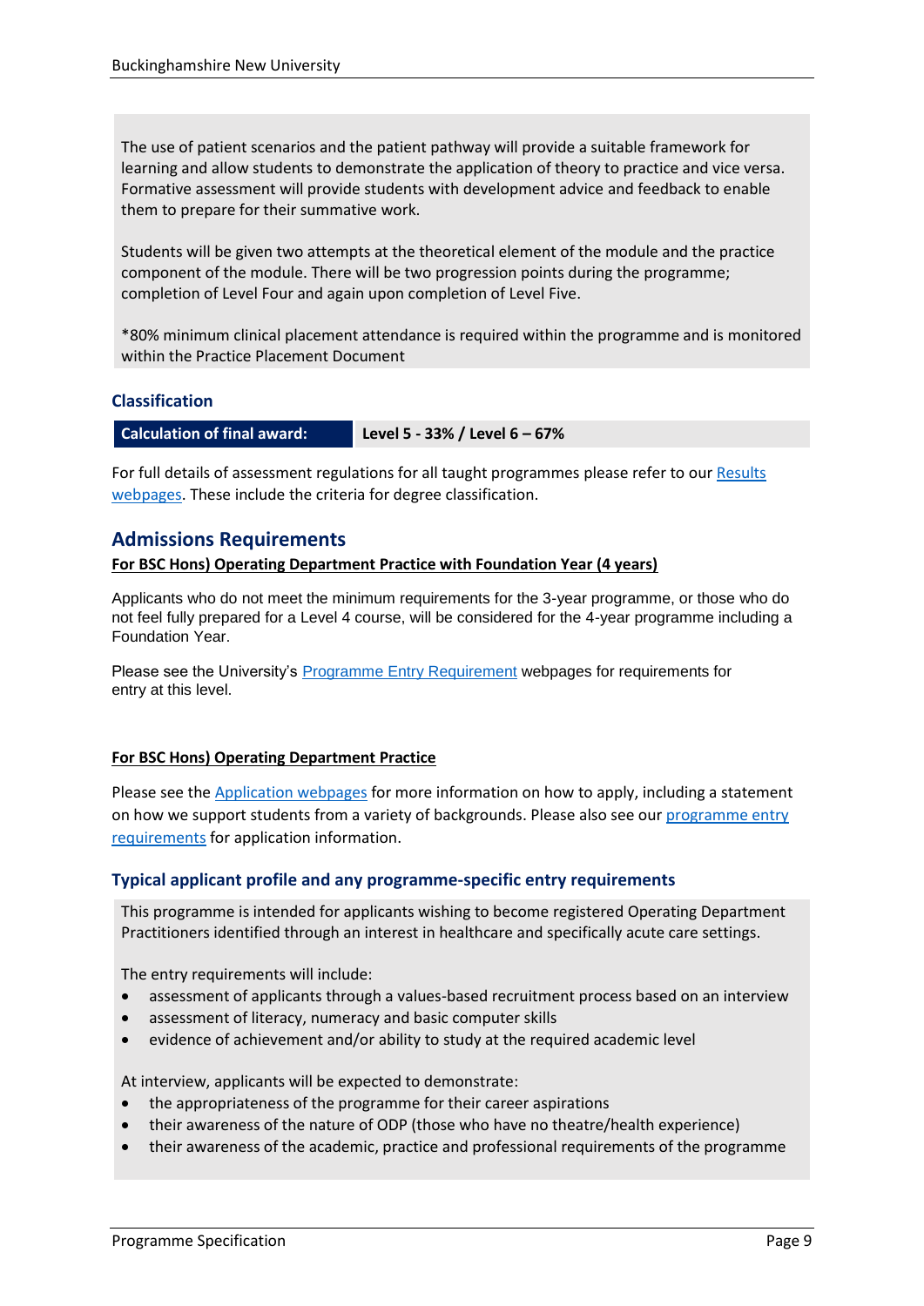The use of patient scenarios and the patient pathway will provide a suitable framework for learning and allow students to demonstrate the application of theory to practice and vice versa. Formative assessment will provide students with development advice and feedback to enable them to prepare for their summative work.

Students will be given two attempts at the theoretical element of the module and the practice component of the module. There will be two progression points during the programme; completion of Level Four and again upon completion of Level Five.

*80% minimum clinical placement attendance is required within the programme and is monitored within the Practice Placement Document

### Classification

| Calculation of final award: | Level 5 - 33% / Level 6 – 67% |
|---|---|

For full details of assessment regulations for all taught programmes please refer to our Results webpages. These include the criteria for degree classification.

## Admissions Requirements

**For BSC Hons) Operating Department Practice with Foundation Year (4 years)**

Applicants who do not meet the minimum requirements for the 3-year programme, or those who do not feel fully prepared for a Level 4 course, will be considered for the 4-year programme including a Foundation Year.

Please see the University's Programme Entry Requirement webpages for requirements for entry at this level.

**For BSC Hons) Operating Department Practice**

Please see the Application webpages for more information on how to apply, including a statement on how we support students from a variety of backgrounds. Please also see our programme entry requirements for application information.

### Typical applicant profile and any programme-specific entry requirements

This programme is intended for applicants wishing to become registered Operating Department Practitioners identified through an interest in healthcare and specifically acute care settings.

The entry requirements will include:

- assessment of applicants through a values-based recruitment process based on an interview
- assessment of literacy, numeracy and basic computer skills
- evidence of achievement and/or ability to study at the required academic level

At interview, applicants will be expected to demonstrate:

- the appropriateness of the programme for their career aspirations
- their awareness of the nature of ODP (those who have no theatre/health experience)
- their awareness of the academic, practice and professional requirements of the programme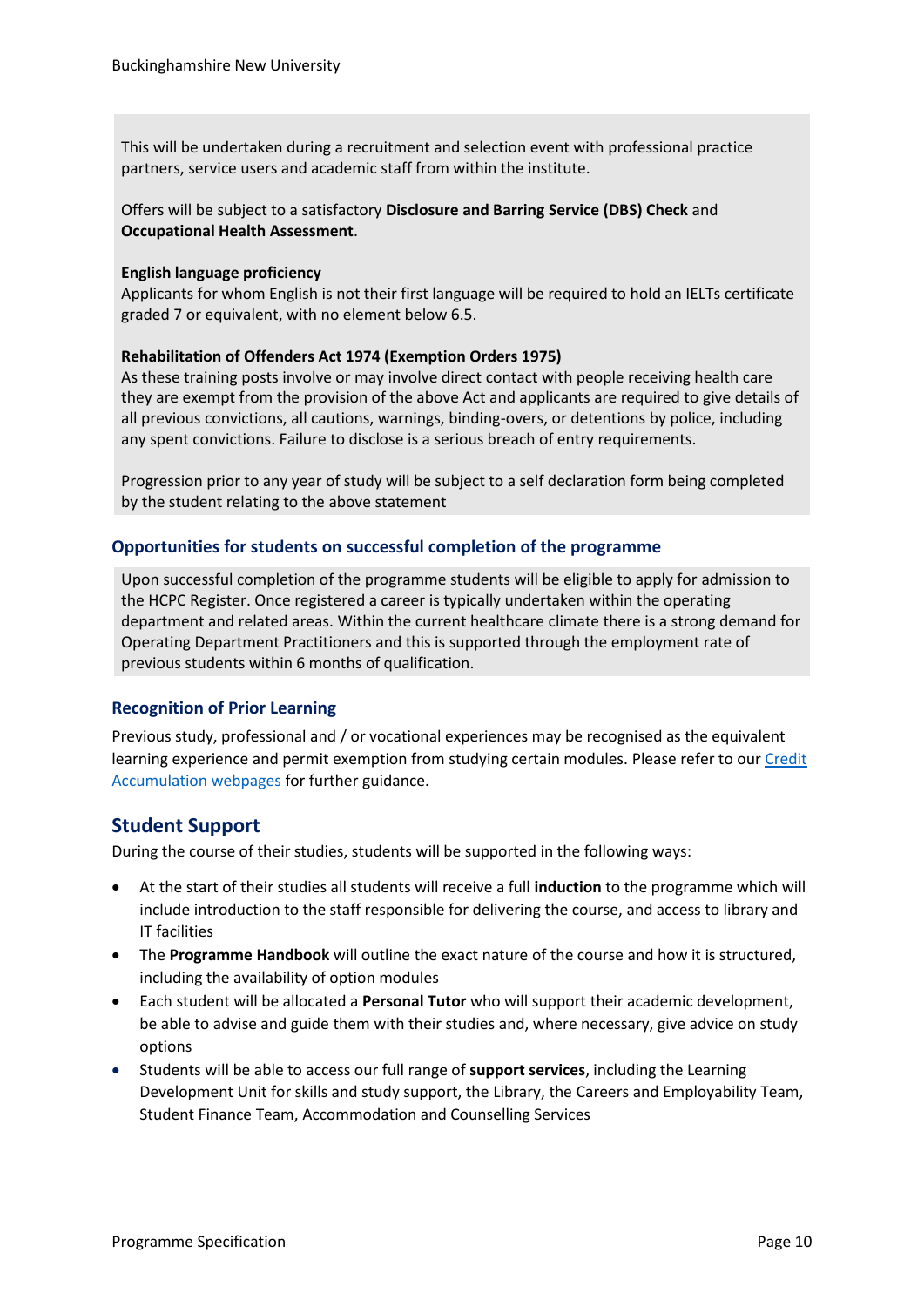This will be undertaken during a recruitment and selection event with professional practice partners, service users and academic staff from within the institute.

Offers will be subject to a satisfactory **Disclosure and Barring Service (DBS) Check** and **Occupational Health Assessment**.

**English language proficiency**
Applicants for whom English is not their first language will be required to hold an IELTs certificate graded 7 or equivalent, with no element below 6.5.

**Rehabilitation of Offenders Act 1974 (Exemption Orders 1975)**
As these training posts involve or may involve direct contact with people receiving health care they are exempt from the provision of the above Act and applicants are required to give details of all previous convictions, all cautions, warnings, binding-overs, or detentions by police, including any spent convictions. Failure to disclose is a serious breach of entry requirements.

Progression prior to any year of study will be subject to a self declaration form being completed by the student relating to the above statement

### Opportunities for students on successful completion of the programme

Upon successful completion of the programme students will be eligible to apply for admission to the HCPC Register. Once registered a career is typically undertaken within the operating department and related areas. Within the current healthcare climate there is a strong demand for Operating Department Practitioners and this is supported through the employment rate of previous students within 6 months of qualification.

### Recognition of Prior Learning

Previous study, professional and / or vocational experiences may be recognised as the equivalent learning experience and permit exemption from studying certain modules. Please refer to our Credit Accumulation webpages for further guidance.

## Student Support

During the course of their studies, students will be supported in the following ways:

- At the start of their studies all students will receive a full **induction** to the programme which will include introduction to the staff responsible for delivering the course, and access to library and IT facilities
- The **Programme Handbook** will outline the exact nature of the course and how it is structured, including the availability of option modules
- Each student will be allocated a **Personal Tutor** who will support their academic development, be able to advise and guide them with their studies and, where necessary, give advice on study options
- Students will be able to access our full range of **support services**, including the Learning Development Unit for skills and study support, the Library, the Careers and Employability Team, Student Finance Team, Accommodation and Counselling Services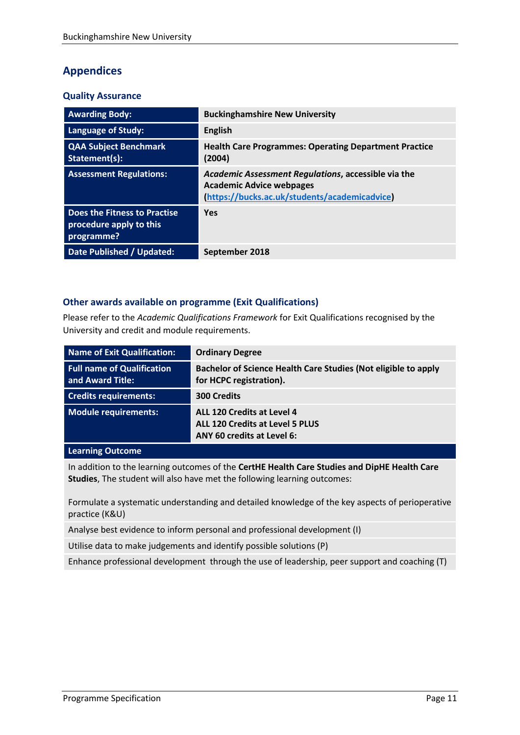## Appendices

### Quality Assurance

| | |
|---|---|
| **Awarding Body:** | **Buckinghamshire New University** |
| **Language of Study:** | **English** |
| **QAA Subject Benchmark Statement(s):** | **Health Care Programmes: Operating Department Practice (2004)** |
| **Assessment Regulations:** | ***Academic Assessment Regulations*, accessible via the Academic Advice webpages ([https://bucks.ac.uk/students/academicadvice](https://bucks.ac.uk/students/academicadvice))** |
| **Does the Fitness to Practise procedure apply to this programme?** | **Yes** |
| **Date Published / Updated:** | **September 2018** |

### Other awards available on programme (Exit Qualifications)

Please refer to the *Academic Qualifications Framework* for Exit Qualifications recognised by the University and credit and module requirements.

| | |
|---|---|
| **Name of Exit Qualification:** | **Ordinary Degree** |
| **Full name of Qualification and Award Title:** | **Bachelor of Science Health Care Studies (Not eligible to apply for HCPC registration).** |
| **Credits requirements:** | **300 Credits** |
| **Module requirements:** | **ALL 120 Credits at Level 4**<br>**ALL 120 Credits at Level 5 PLUS**<br>**ANY 60 credits at Level 6:** |
| **Learning Outcome** | |
| In addition to the learning outcomes of the **CertHE Health Care Studies and DipHE Health Care Studies**, The student will also have met the following learning outcomes:<br><br>Formulate a systematic understanding and detailed knowledge of the key aspects of perioperative practice (K&U) | |
| Analyse best evidence to inform personal and professional development (I) | |
| Utilise data to make judgements and identify possible solutions (P) | |
| Enhance professional development through the use of leadership, peer support and coaching (T) | |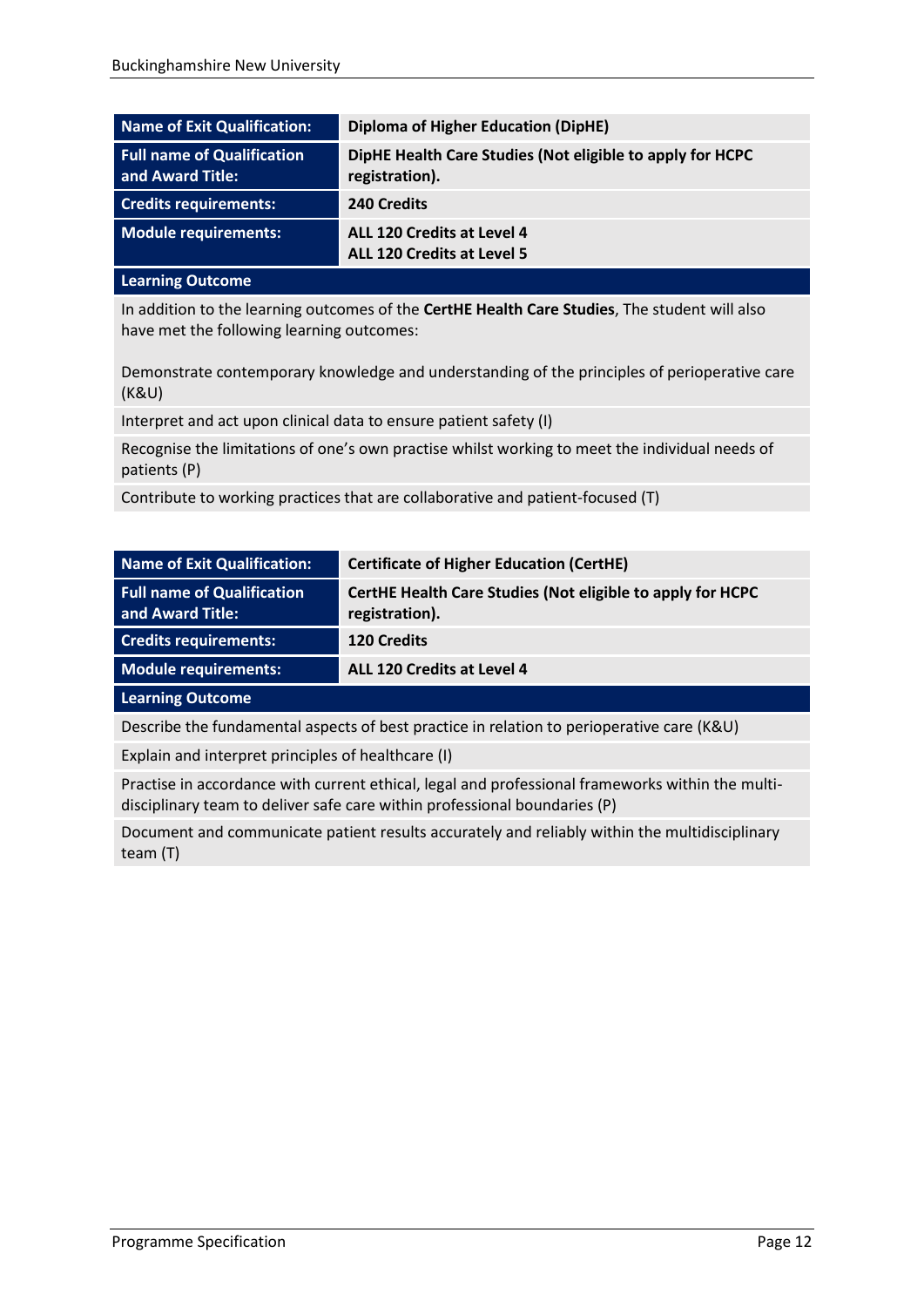| | |
|---|---|
| **Name of Exit Qualification:** | **Diploma of Higher Education (DipHE)** |
| **Full name of Qualification and Award Title:** | **DipHE Health Care Studies (Not eligible to apply for HCPC registration).** |
| **Credits requirements:** | **240 Credits** |
| **Module requirements:** | **ALL 120 Credits at Level 4**<br>**ALL 120 Credits at Level 5** |

**Learning Outcome**

In addition to the learning outcomes of the **CertHE Health Care Studies**, The student will also have met the following learning outcomes:

Demonstrate contemporary knowledge and understanding of the principles of perioperative care (K&U)

Interpret and act upon clinical data to ensure patient safety (I)

Recognise the limitations of one's own practise whilst working to meet the individual needs of patients (P)

Contribute to working practices that are collaborative and patient-focused (T)

| | |
|---|---|
| **Name of Exit Qualification:** | **Certificate of Higher Education (CertHE)** |
| **Full name of Qualification and Award Title:** | **CertHE Health Care Studies (Not eligible to apply for HCPC registration).** |
| **Credits requirements:** | **120 Credits** |
| **Module requirements:** | **ALL 120 Credits at Level 4** |

**Learning Outcome**

Describe the fundamental aspects of best practice in relation to perioperative care (K&U)

Explain and interpret principles of healthcare (I)

Practise in accordance with current ethical, legal and professional frameworks within the multi-disciplinary team to deliver safe care within professional boundaries (P)

Document and communicate patient results accurately and reliably within the multidisciplinary team (T)